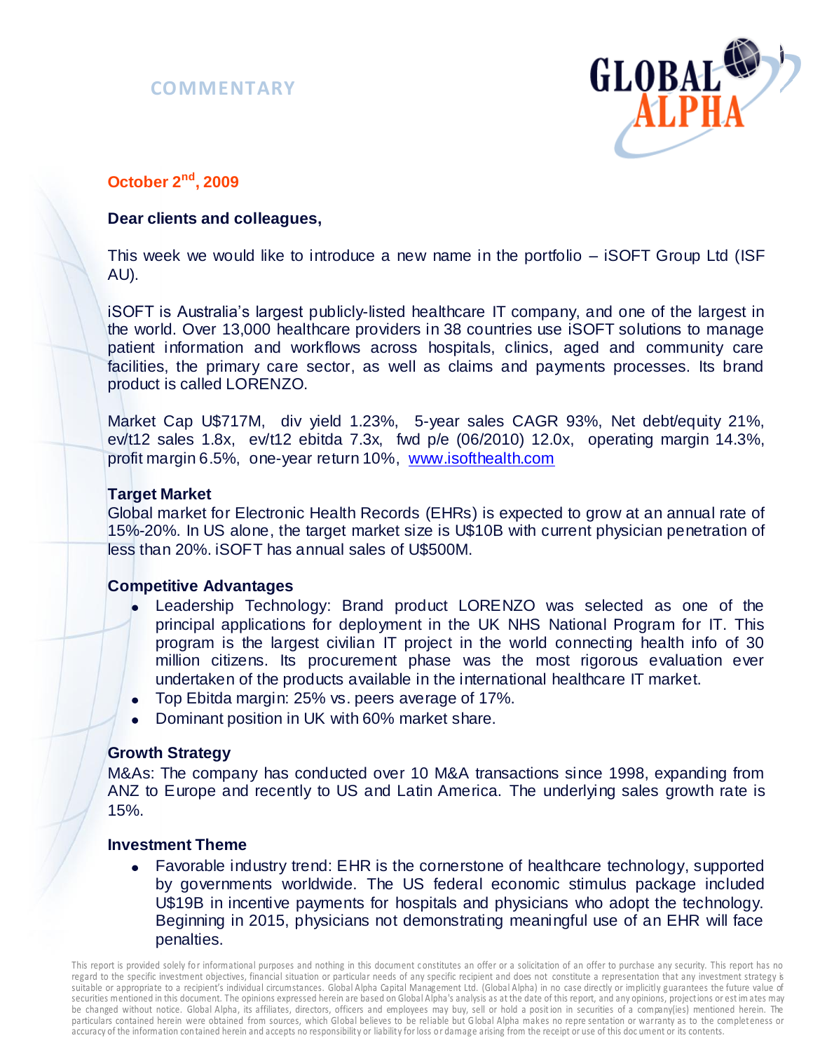**COMMENTARY**

**October 2nd, 2009**

**Dear clients and colleagues,**

This week we would like to introduce a new name in the portfolio – iSOFT Group Ltd (ISF AU).

iSOFT is Australia's largest publicly-listed healthcare IT company, and one of the largest in the world. Over 13,000 healthcare providers in 38 countries use iSOFT solutions to manage patient information and workflows across hospitals, clinics, aged and community care facilities, the primary care sector, as well as claims and payments processes. Its brand product is called LORENZO.

Market Cap U$717M, div yield 1.23%, 5-year sales CAGR 93%, Net debt/equity 21%, ev/t12 sales 1.8x, ev/t12 ebitda 7.3x, fwd p/e (06/2010) 12.0x, operating margin 14.3%, profit margin 6.5%, one-year return 10%, www.isofthealth.com

### Target Market

Global market for Electronic Health Records (EHRs) is expected to grow at an annual rate of 15%-20%. In US alone, the target market size is U$10B with current physician penetration of less than 20%. iSOFT has annual sales of U$500M.

### Competitive Advantages

- Leadership Technology: Brand product LORENZO was selected as one of the principal applications for deployment in the UK NHS National Program for IT. This program is the largest civilian IT project in the world connecting health info of 30 million citizens. Its procurement phase was the most rigorous evaluation ever undertaken of the products available in the international healthcare IT market.
- Top Ebitda margin: 25% vs. peers average of 17%.
- Dominant position in UK with 60% market share.

### Growth Strategy

M&As: The company has conducted over 10 M&A transactions since 1998, expanding from ANZ to Europe and recently to US and Latin America. The underlying sales growth rate is 15%.

### Investment Theme

- Favorable industry trend: EHR is the cornerstone of healthcare technology, supported by governments worldwide. The US federal economic stimulus package included U$19B in incentive payments for hospitals and physicians who adopt the technology. Beginning in 2015, physicians not demonstrating meaningful use of an EHR will face penalties.

This report is provided solely for informational purposes and nothing in this document constitutes an offer or a solicitation of an offer to purchase any security. This report has no regard to the specific investment objectives, financial situation or particular needs of any specific recipient and does not constitute a representation that any investment strategy is suitable or appropriate to a recipient's individual circumstances. Global Alpha Capital Management Ltd. (Global Alpha) in no case directly or implicitly guarantees the future value of securities mentioned in this document. The opinions expressed herein are based on Global Alpha's analysis as at the date of this report, and any opinions, projections or estimates may be changed without notice. Global Alpha, its affiliates, directors, officers and employees may buy, sell or hold a position in securities of a company(ies) mentioned herein. The particulars contained herein were obtained from sources, which Global believes to be reliable but Global Alpha makes no representation or warranty as to the completeness or accuracy of the information contained herein and accepts no responsibility or liability for loss or damage arising from the receipt or use of this document or its contents.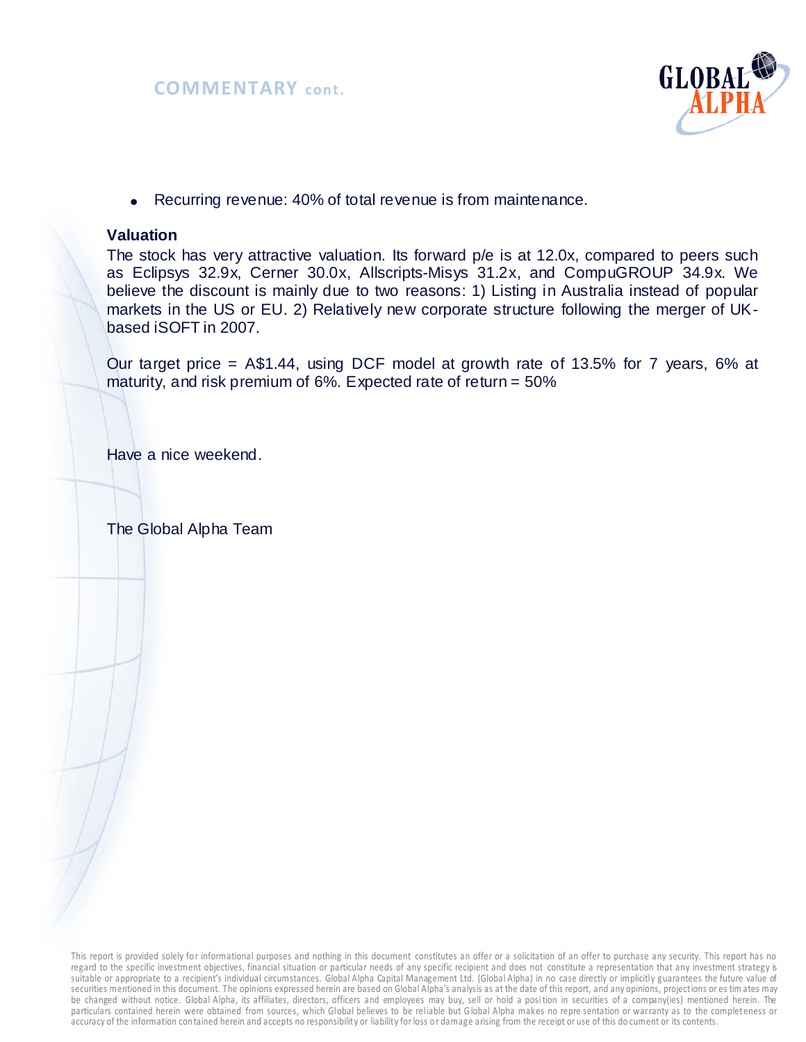- Recurring revenue: 40% of total revenue is from maintenance.

**Valuation**

The stock has very attractive valuation. Its forward p/e is at 12.0x, compared to peers such as Eclipsys 32.9x, Cerner 30.0x, Allscripts-Misys 31.2x, and CompuGROUP 34.9x. We believe the discount is mainly due to two reasons: 1) Listing in Australia instead of popular markets in the US or EU. 2) Relatively new corporate structure following the merger of UK-based iSOFT in 2007.

Our target price = A$1.44, using DCF model at growth rate of 13.5% for 7 years, 6% at maturity, and risk premium of 6%. Expected rate of return = 50%

Have a nice weekend.

The Global Alpha Team

This report is provided solely for informational purposes and nothing in this document constitutes an offer or a solicitation of an offer to purchase any security. This report has no regard to the specific investment objectives, financial situation or particular needs of any specific recipient and does not constitute a representation that any investment strategy is suitable or appropriate to a recipient's individual circumstances. Global Alpha Capital Management Ltd. (Global Alpha) in no case directly or implicitly guarantees the future value of securities mentioned in this document. The opinions expressed herein are based on Global Alpha's analysis as at the date of this report, and any opinions, projections or estimates may be changed without notice. Global Alpha, its affiliates, directors, officers and employees may buy, sell or hold a position in securities of a company(ies) mentioned herein. The particulars contained herein were obtained from sources, which Global believes to be reliable but Global Alpha makes no representation or warranty as to the completeness or accuracy of the information contained herein and accepts no responsibility or liability for loss or damage arising from the receipt or use of this document or its contents.